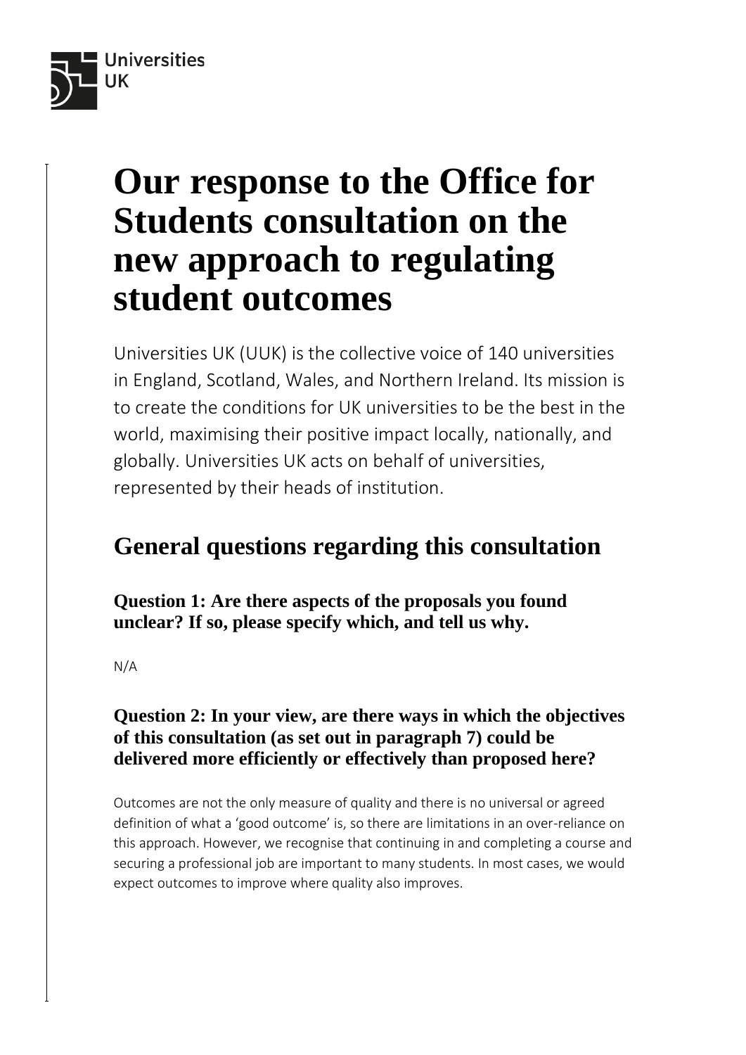# Our response to the Office for Students consultation on the new approach to regulating student outcomes

Universities UK (UUK) is the collective voice of 140 universities in England, Scotland, Wales, and Northern Ireland. Its mission is to create the conditions for UK universities to be the best in the world, maximising their positive impact locally, nationally, and globally. Universities UK acts on behalf of universities, represented by their heads of institution.

## General questions regarding this consultation

### Question 1: Are there aspects of the proposals you found unclear? If so, please specify which, and tell us why.

N/A

### Question 2: In your view, are there ways in which the objectives of this consultation (as set out in paragraph 7) could be delivered more efficiently or effectively than proposed here?

Outcomes are not the only measure of quality and there is no universal or agreed definition of what a 'good outcome' is, so there are limitations in an over-reliance on this approach. However, we recognise that continuing in and completing a course and securing a professional job are important to many students. In most cases, we would expect outcomes to improve where quality also improves.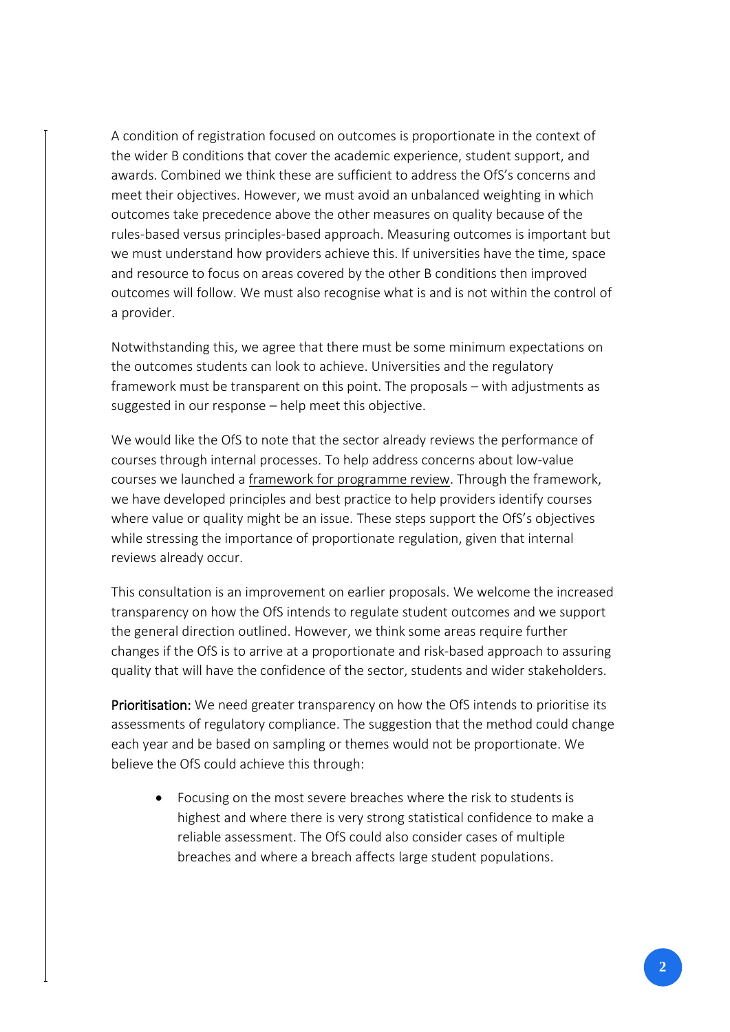A condition of registration focused on outcomes is proportionate in the context of the wider B conditions that cover the academic experience, student support, and awards. Combined we think these are sufficient to address the OfS's concerns and meet their objectives. However, we must avoid an unbalanced weighting in which outcomes take precedence above the other measures on quality because of the rules-based versus principles-based approach. Measuring outcomes is important but we must understand how providers achieve this. If universities have the time, space and resource to focus on areas covered by the other B conditions then improved outcomes will follow. We must also recognise what is and is not within the control of a provider.

Notwithstanding this, we agree that there must be some minimum expectations on the outcomes students can look to achieve. Universities and the regulatory framework must be transparent on this point. The proposals – with adjustments as suggested in our response – help meet this objective.

We would like the OfS to note that the sector already reviews the performance of courses through internal processes. To help address concerns about low-value courses we launched a framework for programme review. Through the framework, we have developed principles and best practice to help providers identify courses where value or quality might be an issue. These steps support the OfS's objectives while stressing the importance of proportionate regulation, given that internal reviews already occur.

This consultation is an improvement on earlier proposals. We welcome the increased transparency on how the OfS intends to regulate student outcomes and we support the general direction outlined. However, we think some areas require further changes if the OfS is to arrive at a proportionate and risk-based approach to assuring quality that will have the confidence of the sector, students and wider stakeholders.

**Prioritisation:** We need greater transparency on how the OfS intends to prioritise its assessments of regulatory compliance. The suggestion that the method could change each year and be based on sampling or themes would not be proportionate. We believe the OfS could achieve this through:

- Focusing on the most severe breaches where the risk to students is highest and where there is very strong statistical confidence to make a reliable assessment. The OfS could also consider cases of multiple breaches and where a breach affects large student populations.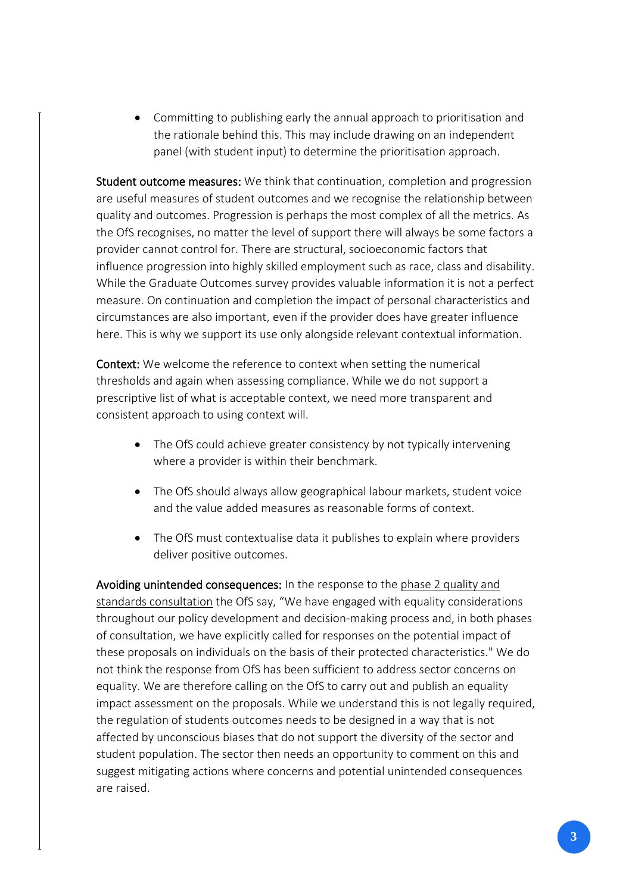- Committing to publishing early the annual approach to prioritisation and the rationale behind this. This may include drawing on an independent panel (with student input) to determine the prioritisation approach.

**Student outcome measures:** We think that continuation, completion and progression are useful measures of student outcomes and we recognise the relationship between quality and outcomes. Progression is perhaps the most complex of all the metrics. As the OfS recognises, no matter the level of support there will always be some factors a provider cannot control for. There are structural, socioeconomic factors that influence progression into highly skilled employment such as race, class and disability. While the Graduate Outcomes survey provides valuable information it is not a perfect measure. On continuation and completion the impact of personal characteristics and circumstances are also important, even if the provider does have greater influence here. This is why we support its use only alongside relevant contextual information.

**Context:** We welcome the reference to context when setting the numerical thresholds and again when assessing compliance. While we do not support a prescriptive list of what is acceptable context, we need more transparent and consistent approach to using context will.

- The OfS could achieve greater consistency by not typically intervening where a provider is within their benchmark.
- The OfS should always allow geographical labour markets, student voice and the value added measures as reasonable forms of context.
- The OfS must contextualise data it publishes to explain where providers deliver positive outcomes.

**Avoiding unintended consequences:** In the response to the phase 2 quality and standards consultation the OfS say, "We have engaged with equality considerations throughout our policy development and decision-making process and, in both phases of consultation, we have explicitly called for responses on the potential impact of these proposals on individuals on the basis of their protected characteristics." We do not think the response from OfS has been sufficient to address sector concerns on equality. We are therefore calling on the OfS to carry out and publish an equality impact assessment on the proposals. While we understand this is not legally required, the regulation of students outcomes needs to be designed in a way that is not affected by unconscious biases that do not support the diversity of the sector and student population. The sector then needs an opportunity to comment on this and suggest mitigating actions where concerns and potential unintended consequences are raised.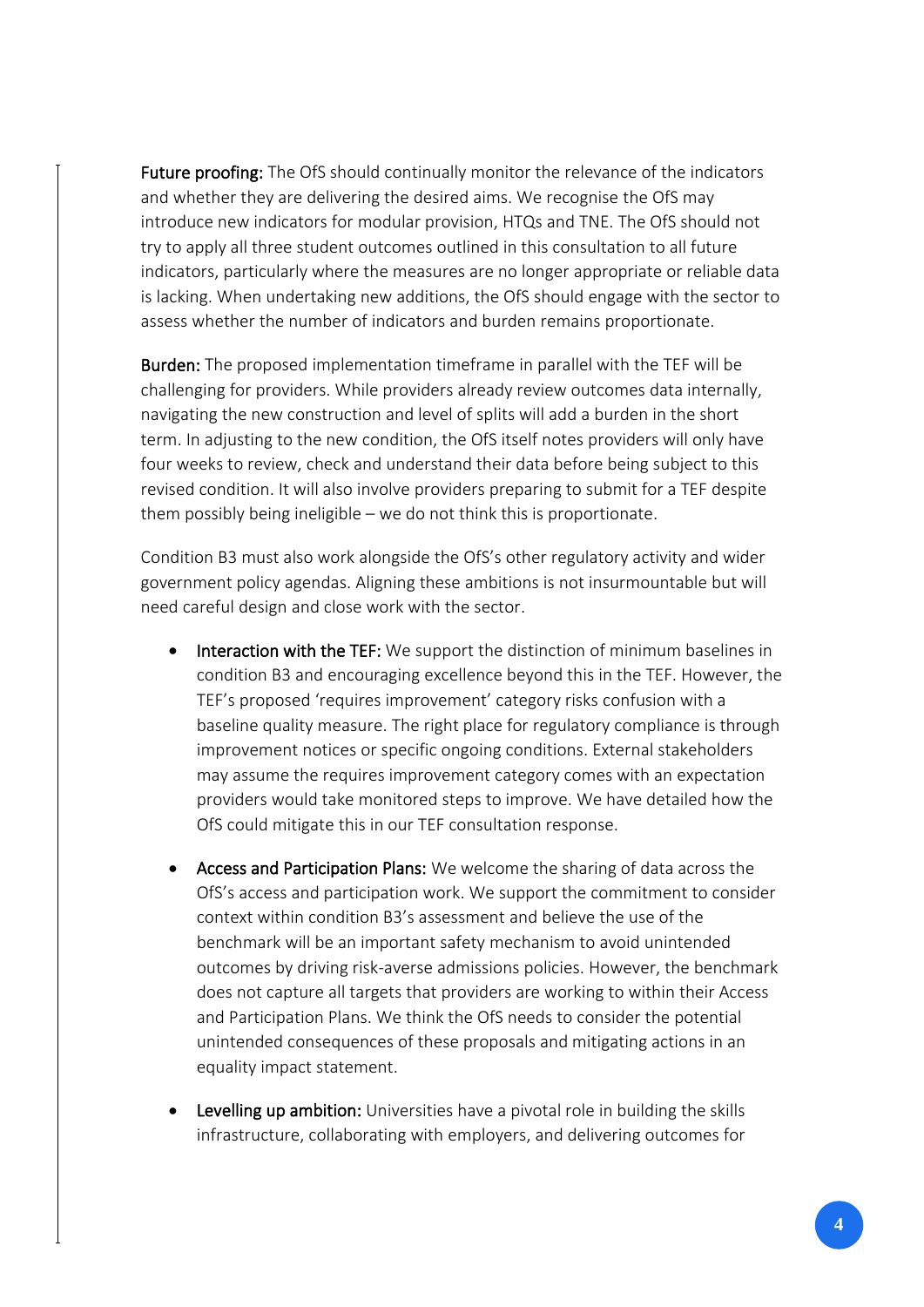**Future proofing:** The OfS should continually monitor the relevance of the indicators and whether they are delivering the desired aims. We recognise the OfS may introduce new indicators for modular provision, HTQs and TNE. The OfS should not try to apply all three student outcomes outlined in this consultation to all future indicators, particularly where the measures are no longer appropriate or reliable data is lacking. When undertaking new additions, the OfS should engage with the sector to assess whether the number of indicators and burden remains proportionate.

**Burden:** The proposed implementation timeframe in parallel with the TEF will be challenging for providers. While providers already review outcomes data internally, navigating the new construction and level of splits will add a burden in the short term. In adjusting to the new condition, the OfS itself notes providers will only have four weeks to review, check and understand their data before being subject to this revised condition. It will also involve providers preparing to submit for a TEF despite them possibly being ineligible – we do not think this is proportionate.

Condition B3 must also work alongside the OfS's other regulatory activity and wider government policy agendas. Aligning these ambitions is not insurmountable but will need careful design and close work with the sector.

- **Interaction with the TEF:** We support the distinction of minimum baselines in condition B3 and encouraging excellence beyond this in the TEF. However, the TEF's proposed 'requires improvement' category risks confusion with a baseline quality measure. The right place for regulatory compliance is through improvement notices or specific ongoing conditions. External stakeholders may assume the requires improvement category comes with an expectation providers would take monitored steps to improve. We have detailed how the OfS could mitigate this in our TEF consultation response.

- **Access and Participation Plans:** We welcome the sharing of data across the OfS's access and participation work. We support the commitment to consider context within condition B3's assessment and believe the use of the benchmark will be an important safety mechanism to avoid unintended outcomes by driving risk-averse admissions policies. However, the benchmark does not capture all targets that providers are working to within their Access and Participation Plans. We think the OfS needs to consider the potential unintended consequences of these proposals and mitigating actions in an equality impact statement.

- **Levelling up ambition:** Universities have a pivotal role in building the skills infrastructure, collaborating with employers, and delivering outcomes for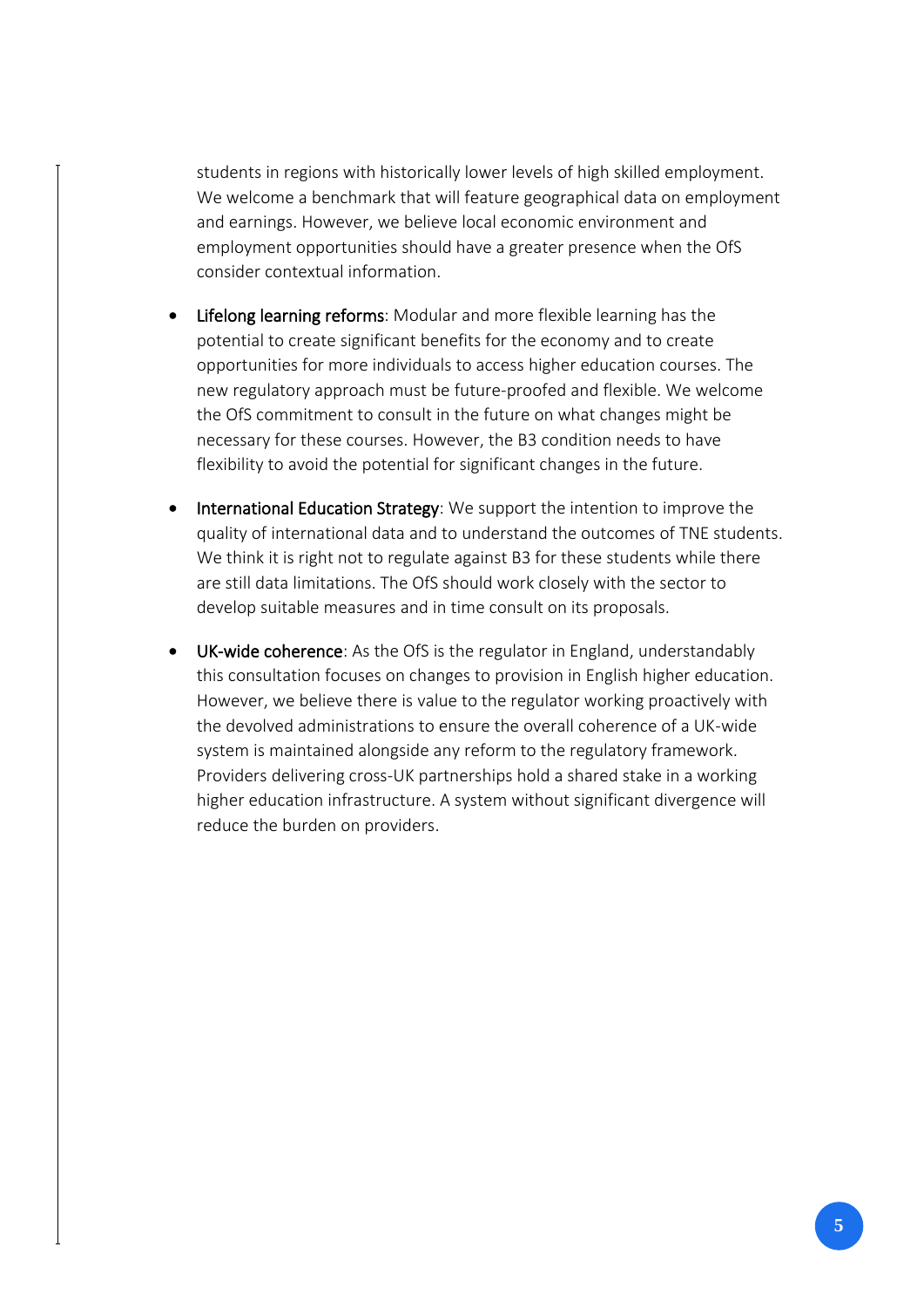students in regions with historically lower levels of high skilled employment. We welcome a benchmark that will feature geographical data on employment and earnings. However, we believe local economic environment and employment opportunities should have a greater presence when the OfS consider contextual information.

- Lifelong learning reforms: Modular and more flexible learning has the potential to create significant benefits for the economy and to create opportunities for more individuals to access higher education courses. The new regulatory approach must be future-proofed and flexible. We welcome the OfS commitment to consult in the future on what changes might be necessary for these courses. However, the B3 condition needs to have flexibility to avoid the potential for significant changes in the future.

- International Education Strategy: We support the intention to improve the quality of international data and to understand the outcomes of TNE students. We think it is right not to regulate against B3 for these students while there are still data limitations. The OfS should work closely with the sector to develop suitable measures and in time consult on its proposals.

- UK-wide coherence: As the OfS is the regulator in England, understandably this consultation focuses on changes to provision in English higher education. However, we believe there is value to the regulator working proactively with the devolved administrations to ensure the overall coherence of a UK-wide system is maintained alongside any reform to the regulatory framework. Providers delivering cross-UK partnerships hold a shared stake in a working higher education infrastructure. A system without significant divergence will reduce the burden on providers.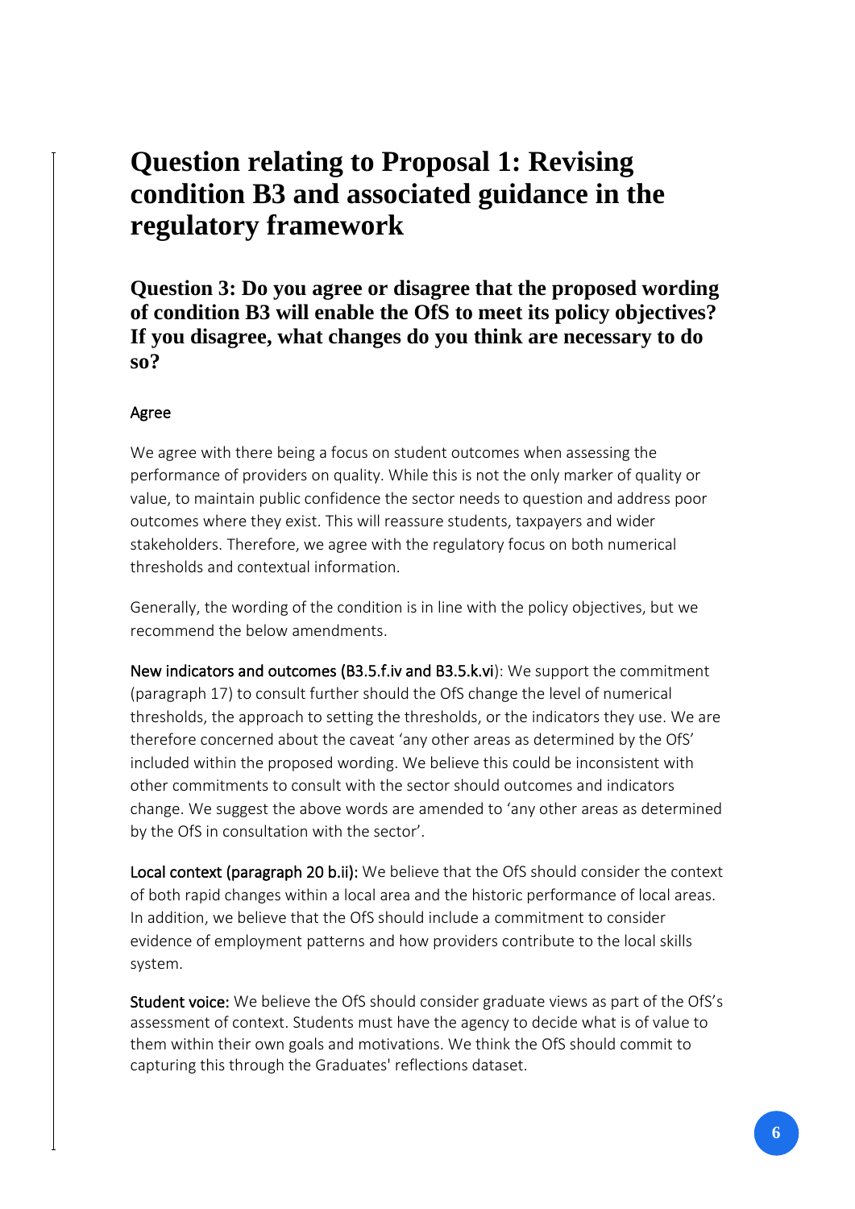# Question relating to Proposal 1: Revising condition B3 and associated guidance in the regulatory framework

## Question 3: Do you agree or disagree that the proposed wording of condition B3 will enable the OfS to meet its policy objectives? If you disagree, what changes do you think are necessary to do so?

Agree

We agree with there being a focus on student outcomes when assessing the performance of providers on quality. While this is not the only marker of quality or value, to maintain public confidence the sector needs to question and address poor outcomes where they exist. This will reassure students, taxpayers and wider stakeholders. Therefore, we agree with the regulatory focus on both numerical thresholds and contextual information.

Generally, the wording of the condition is in line with the policy objectives, but we recommend the below amendments.

New indicators and outcomes (B3.5.f.iv and B3.5.k.vi): We support the commitment (paragraph 17) to consult further should the OfS change the level of numerical thresholds, the approach to setting the thresholds, or the indicators they use. We are therefore concerned about the caveat 'any other areas as determined by the OfS' included within the proposed wording. We believe this could be inconsistent with other commitments to consult with the sector should outcomes and indicators change. We suggest the above words are amended to 'any other areas as determined by the OfS in consultation with the sector'.

Local context (paragraph 20 b.ii): We believe that the OfS should consider the context of both rapid changes within a local area and the historic performance of local areas. In addition, we believe that the OfS should include a commitment to consider evidence of employment patterns and how providers contribute to the local skills system.

Student voice: We believe the OfS should consider graduate views as part of the OfS's assessment of context. Students must have the agency to decide what is of value to them within their own goals and motivations. We think the OfS should commit to capturing this through the Graduates' reflections dataset.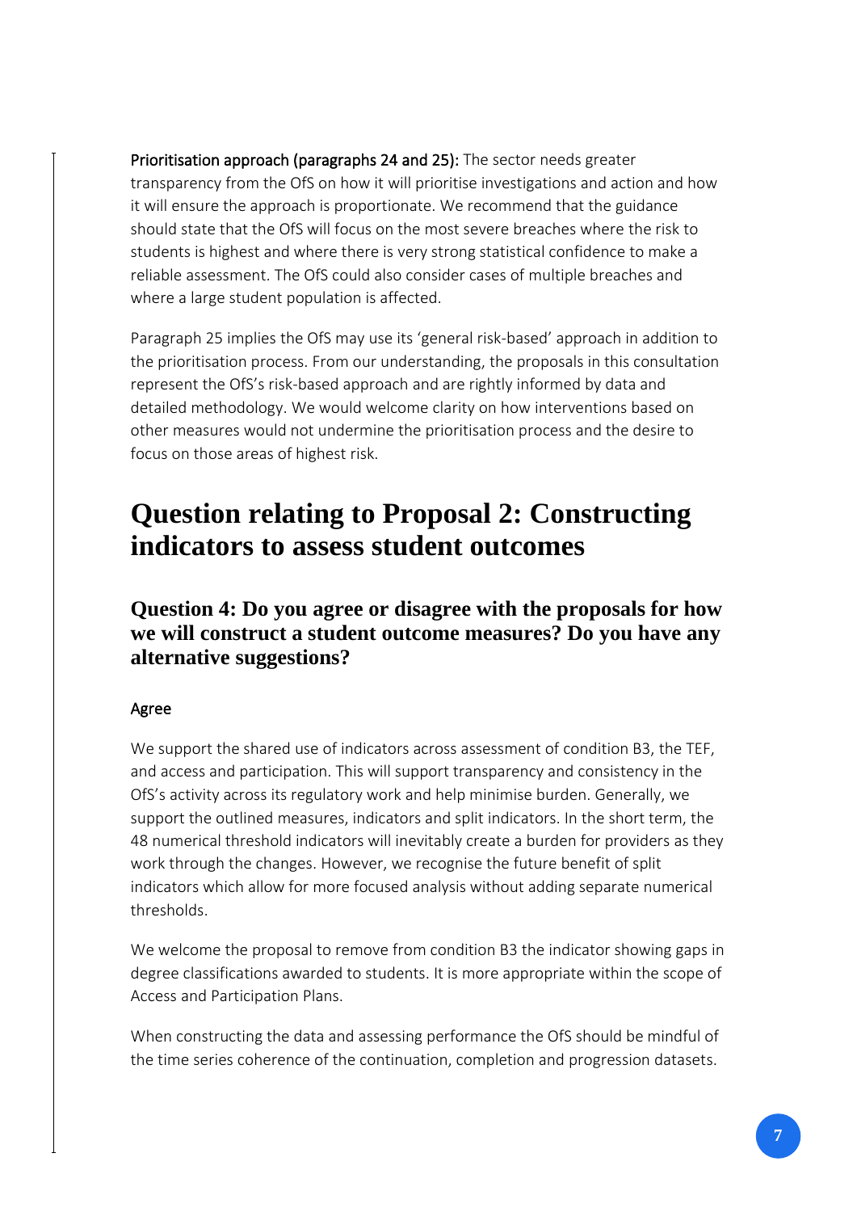**Prioritisation approach (paragraphs 24 and 25):** The sector needs greater transparency from the OfS on how it will prioritise investigations and action and how it will ensure the approach is proportionate. We recommend that the guidance should state that the OfS will focus on the most severe breaches where the risk to students is highest and where there is very strong statistical confidence to make a reliable assessment. The OfS could also consider cases of multiple breaches and where a large student population is affected.

Paragraph 25 implies the OfS may use its 'general risk-based' approach in addition to the prioritisation process. From our understanding, the proposals in this consultation represent the OfS's risk-based approach and are rightly informed by data and detailed methodology. We would welcome clarity on how interventions based on other measures would not undermine the prioritisation process and the desire to focus on those areas of highest risk.

# Question relating to Proposal 2: Constructing indicators to assess student outcomes

## Question 4: Do you agree or disagree with the proposals for how we will construct a student outcome measures? Do you have any alternative suggestions?

Agree

We support the shared use of indicators across assessment of condition B3, the TEF, and access and participation. This will support transparency and consistency in the OfS's activity across its regulatory work and help minimise burden. Generally, we support the outlined measures, indicators and split indicators. In the short term, the 48 numerical threshold indicators will inevitably create a burden for providers as they work through the changes. However, we recognise the future benefit of split indicators which allow for more focused analysis without adding separate numerical thresholds.

We welcome the proposal to remove from condition B3 the indicator showing gaps in degree classifications awarded to students. It is more appropriate within the scope of Access and Participation Plans.

When constructing the data and assessing performance the OfS should be mindful of the time series coherence of the continuation, completion and progression datasets.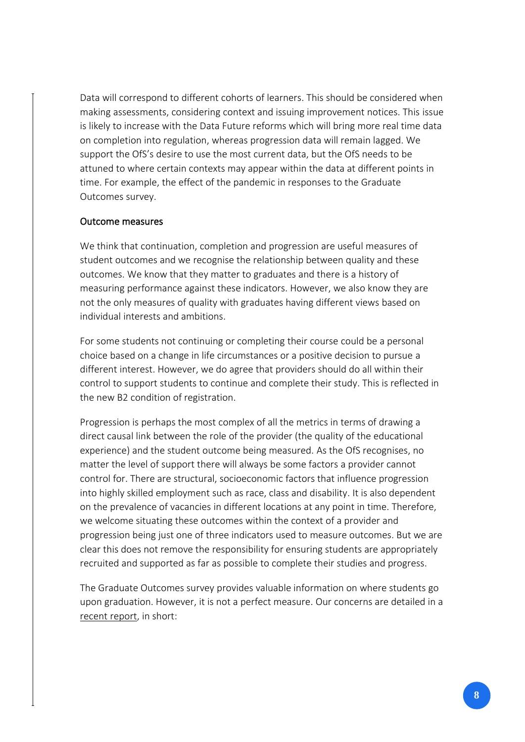Data will correspond to different cohorts of learners. This should be considered when making assessments, considering context and issuing improvement notices. This issue is likely to increase with the Data Future reforms which will bring more real time data on completion into regulation, whereas progression data will remain lagged. We support the OfS's desire to use the most current data, but the OfS needs to be attuned to where certain contexts may appear within the data at different points in time. For example, the effect of the pandemic in responses to the Graduate Outcomes survey.

### Outcome measures

We think that continuation, completion and progression are useful measures of student outcomes and we recognise the relationship between quality and these outcomes. We know that they matter to graduates and there is a history of measuring performance against these indicators. However, we also know they are not the only measures of quality with graduates having different views based on individual interests and ambitions.

For some students not continuing or completing their course could be a personal choice based on a change in life circumstances or a positive decision to pursue a different interest. However, we do agree that providers should do all within their control to support students to continue and complete their study. This is reflected in the new B2 condition of registration.

Progression is perhaps the most complex of all the metrics in terms of drawing a direct causal link between the role of the provider (the quality of the educational experience) and the student outcome being measured. As the OfS recognises, no matter the level of support there will always be some factors a provider cannot control for. There are structural, socioeconomic factors that influence progression into highly skilled employment such as race, class and disability. It is also dependent on the prevalence of vacancies in different locations at any point in time. Therefore, we welcome situating these outcomes within the context of a provider and progression being just one of three indicators used to measure outcomes. But we are clear this does not remove the responsibility for ensuring students are appropriately recruited and supported as far as possible to complete their studies and progress.

The Graduate Outcomes survey provides valuable information on where students go upon graduation. However, it is not a perfect measure. Our concerns are detailed in a recent report, in short: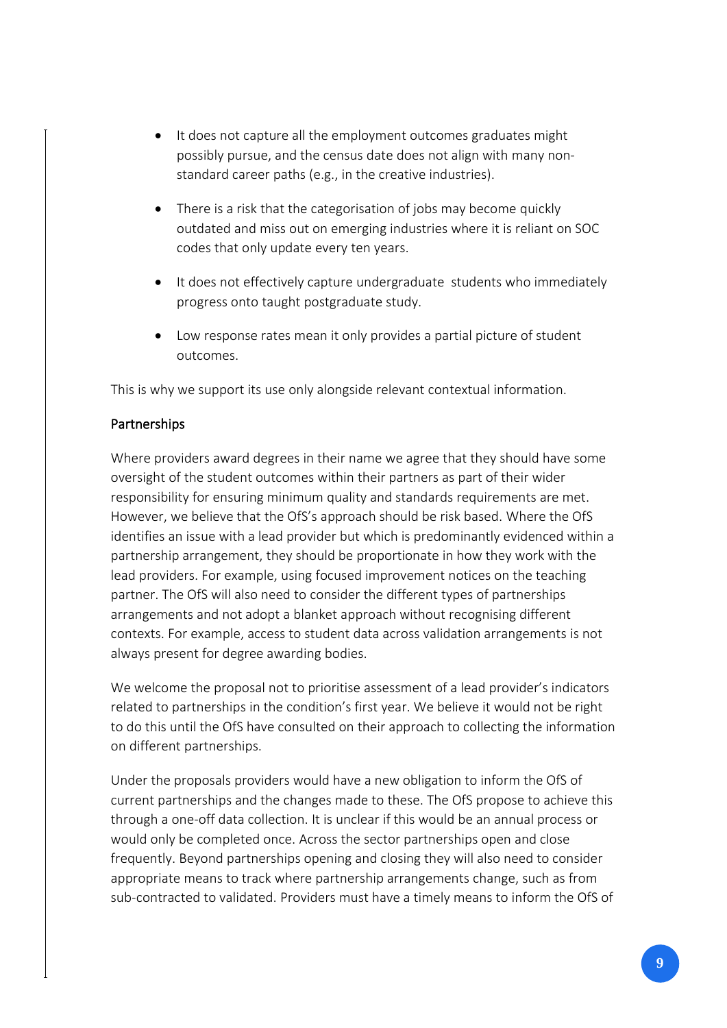- It does not capture all the employment outcomes graduates might possibly pursue, and the census date does not align with many non-standard career paths (e.g., in the creative industries).
- There is a risk that the categorisation of jobs may become quickly outdated and miss out on emerging industries where it is reliant on SOC codes that only update every ten years.
- It does not effectively capture undergraduate students who immediately progress onto taught postgraduate study.
- Low response rates mean it only provides a partial picture of student outcomes.

This is why we support its use only alongside relevant contextual information.

## Partnerships

Where providers award degrees in their name we agree that they should have some oversight of the student outcomes within their partners as part of their wider responsibility for ensuring minimum quality and standards requirements are met. However, we believe that the OfS's approach should be risk based. Where the OfS identifies an issue with a lead provider but which is predominantly evidenced within a partnership arrangement, they should be proportionate in how they work with the lead providers. For example, using focused improvement notices on the teaching partner. The OfS will also need to consider the different types of partnerships arrangements and not adopt a blanket approach without recognising different contexts. For example, access to student data across validation arrangements is not always present for degree awarding bodies.

We welcome the proposal not to prioritise assessment of a lead provider's indicators related to partnerships in the condition's first year. We believe it would not be right to do this until the OfS have consulted on their approach to collecting the information on different partnerships.

Under the proposals providers would have a new obligation to inform the OfS of current partnerships and the changes made to these. The OfS propose to achieve this through a one-off data collection. It is unclear if this would be an annual process or would only be completed once. Across the sector partnerships open and close frequently. Beyond partnerships opening and closing they will also need to consider appropriate means to track where partnership arrangements change, such as from sub-contracted to validated. Providers must have a timely means to inform the OfS of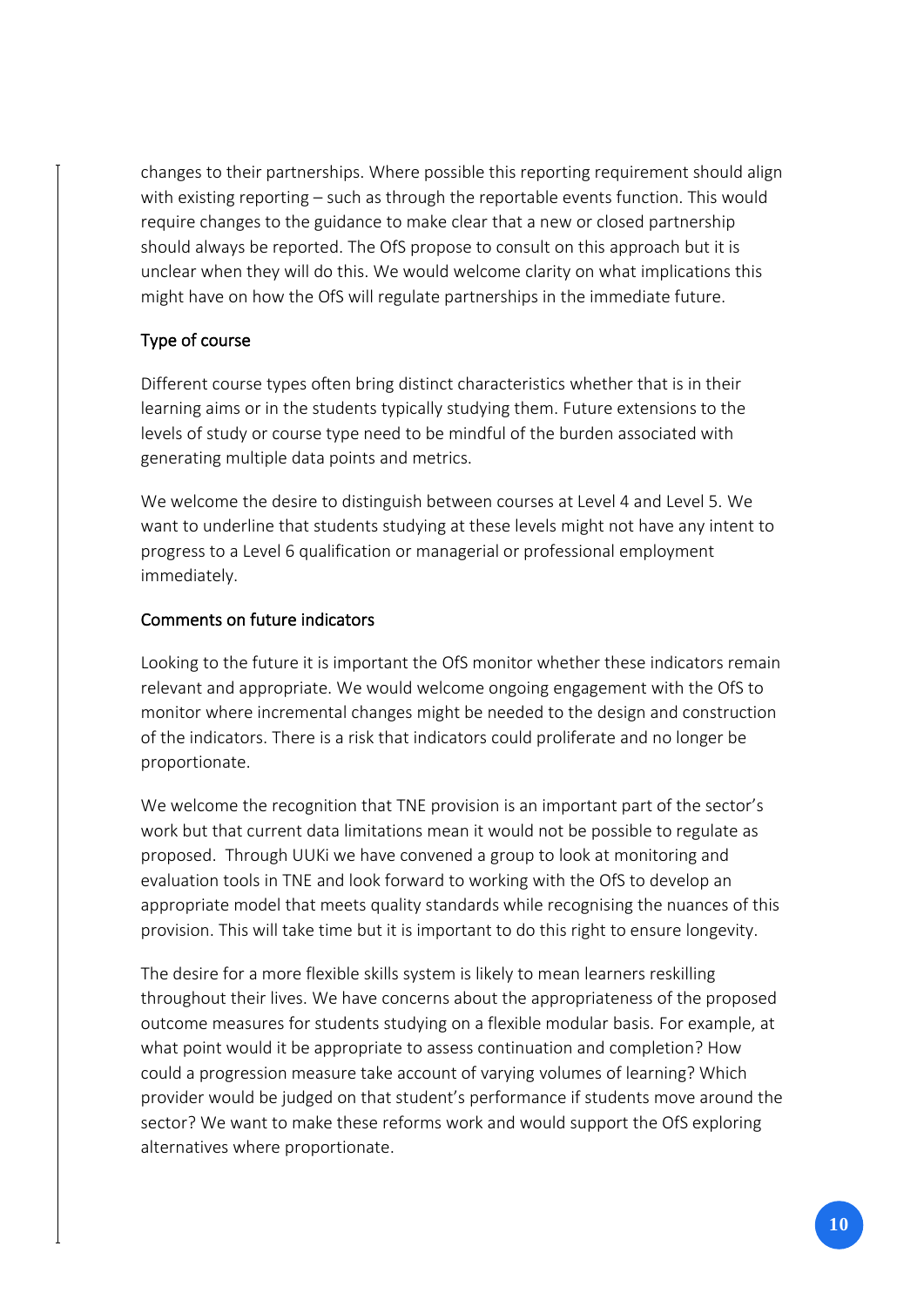changes to their partnerships. Where possible this reporting requirement should align with existing reporting – such as through the reportable events function. This would require changes to the guidance to make clear that a new or closed partnership should always be reported. The OfS propose to consult on this approach but it is unclear when they will do this. We would welcome clarity on what implications this might have on how the OfS will regulate partnerships in the immediate future.

### Type of course

Different course types often bring distinct characteristics whether that is in their learning aims or in the students typically studying them. Future extensions to the levels of study or course type need to be mindful of the burden associated with generating multiple data points and metrics.

We welcome the desire to distinguish between courses at Level 4 and Level 5. We want to underline that students studying at these levels might not have any intent to progress to a Level 6 qualification or managerial or professional employment immediately.

### Comments on future indicators

Looking to the future it is important the OfS monitor whether these indicators remain relevant and appropriate. We would welcome ongoing engagement with the OfS to monitor where incremental changes might be needed to the design and construction of the indicators. There is a risk that indicators could proliferate and no longer be proportionate.

We welcome the recognition that TNE provision is an important part of the sector's work but that current data limitations mean it would not be possible to regulate as proposed. Through UUKi we have convened a group to look at monitoring and evaluation tools in TNE and look forward to working with the OfS to develop an appropriate model that meets quality standards while recognising the nuances of this provision. This will take time but it is important to do this right to ensure longevity.

The desire for a more flexible skills system is likely to mean learners reskilling throughout their lives. We have concerns about the appropriateness of the proposed outcome measures for students studying on a flexible modular basis. For example, at what point would it be appropriate to assess continuation and completion? How could a progression measure take account of varying volumes of learning? Which provider would be judged on that student's performance if students move around the sector? We want to make these reforms work and would support the OfS exploring alternatives where proportionate.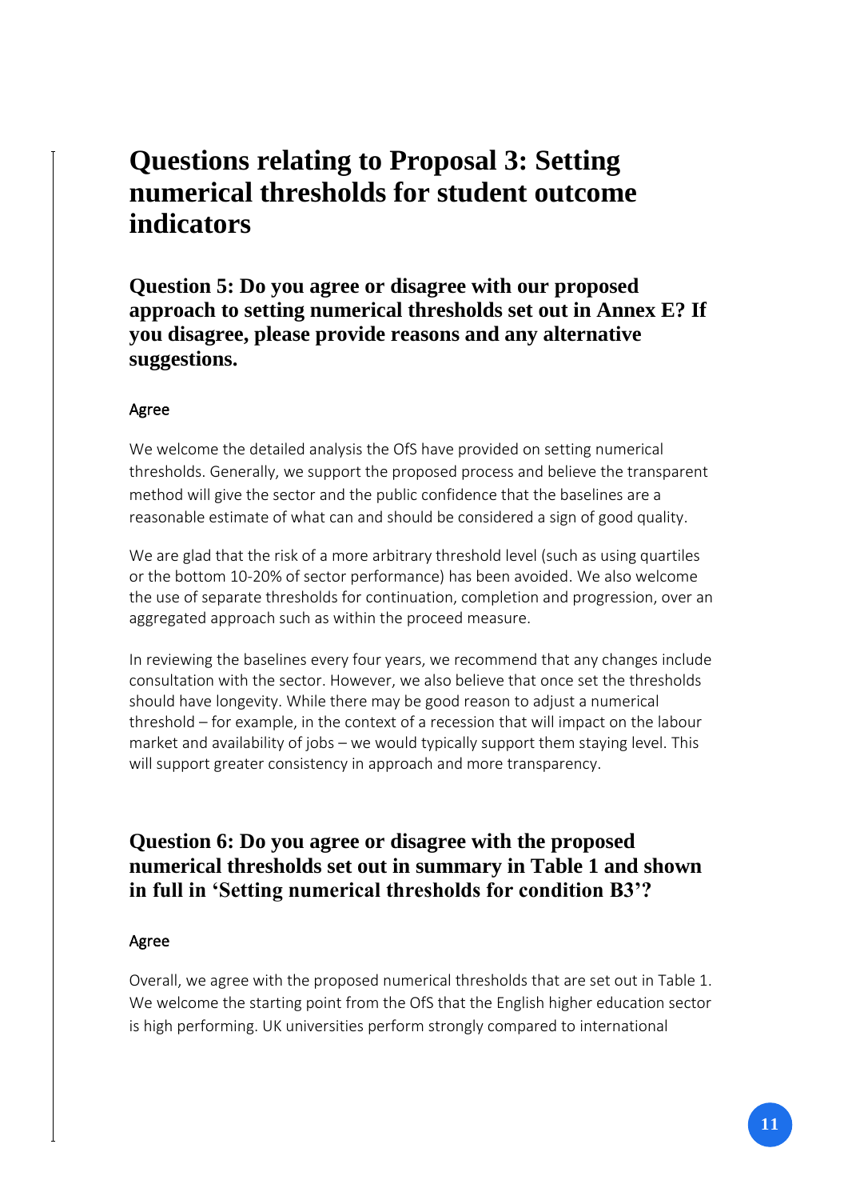# Questions relating to Proposal 3: Setting numerical thresholds for student outcome indicators

## Question 5: Do you agree or disagree with our proposed approach to setting numerical thresholds set out in Annex E? If you disagree, please provide reasons and any alternative suggestions.

### Agree

We welcome the detailed analysis the OfS have provided on setting numerical thresholds. Generally, we support the proposed process and believe the transparent method will give the sector and the public confidence that the baselines are a reasonable estimate of what can and should be considered a sign of good quality.

We are glad that the risk of a more arbitrary threshold level (such as using quartiles or the bottom 10-20% of sector performance) has been avoided. We also welcome the use of separate thresholds for continuation, completion and progression, over an aggregated approach such as within the proceed measure.

In reviewing the baselines every four years, we recommend that any changes include consultation with the sector. However, we also believe that once set the thresholds should have longevity. While there may be good reason to adjust a numerical threshold – for example, in the context of a recession that will impact on the labour market and availability of jobs – we would typically support them staying level. This will support greater consistency in approach and more transparency.

## Question 6: Do you agree or disagree with the proposed numerical thresholds set out in summary in Table 1 and shown in full in 'Setting numerical thresholds for condition B3'?

### Agree

Overall, we agree with the proposed numerical thresholds that are set out in Table 1. We welcome the starting point from the OfS that the English higher education sector is high performing. UK universities perform strongly compared to international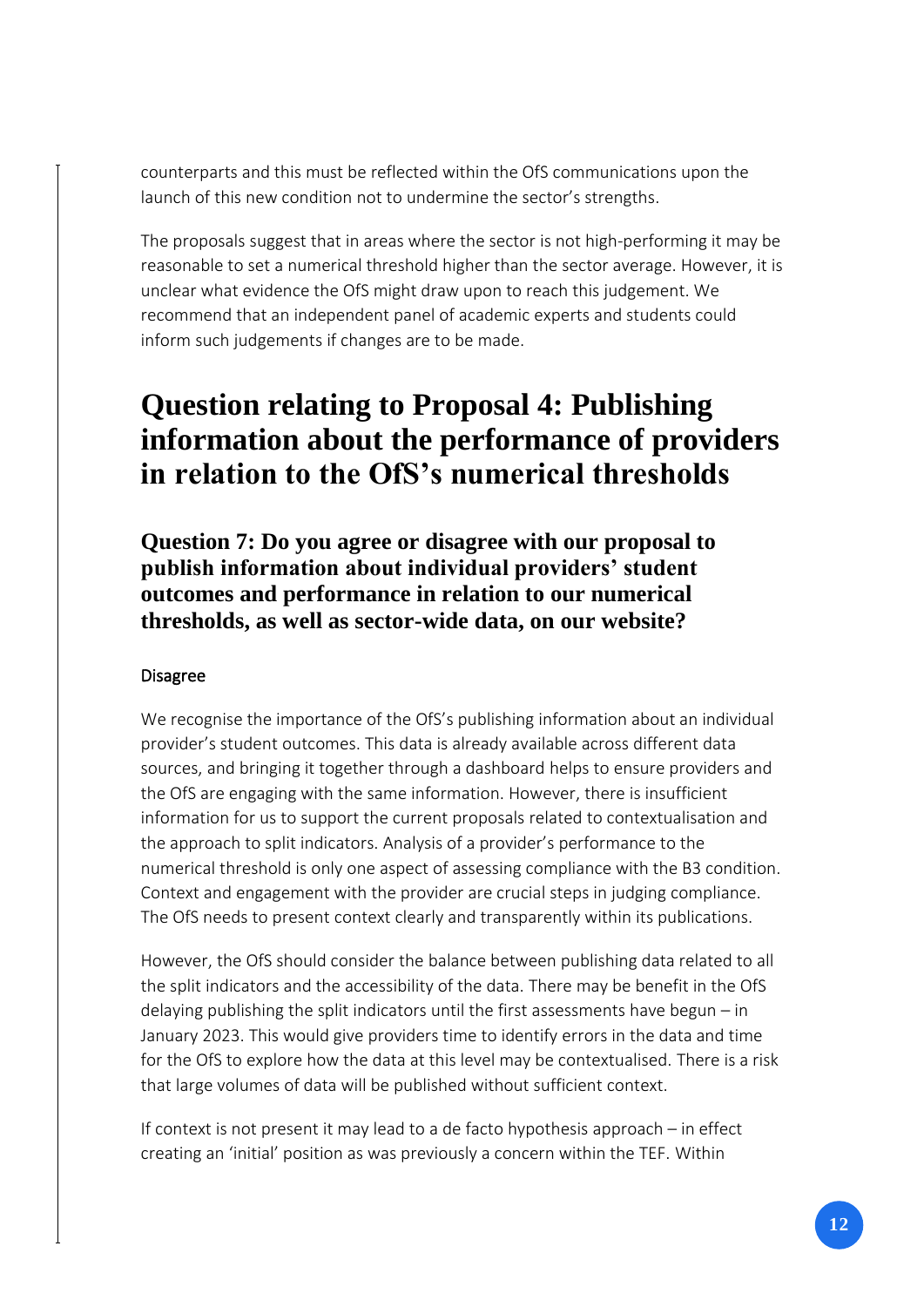counterparts and this must be reflected within the OfS communications upon the launch of this new condition not to undermine the sector's strengths.

The proposals suggest that in areas where the sector is not high-performing it may be reasonable to set a numerical threshold higher than the sector average. However, it is unclear what evidence the OfS might draw upon to reach this judgement. We recommend that an independent panel of academic experts and students could inform such judgements if changes are to be made.

# Question relating to Proposal 4: Publishing information about the performance of providers in relation to the OfS's numerical thresholds

## Question 7: Do you agree or disagree with our proposal to publish information about individual providers' student outcomes and performance in relation to our numerical thresholds, as well as sector-wide data, on our website?

Disagree

We recognise the importance of the OfS's publishing information about an individual provider's student outcomes. This data is already available across different data sources, and bringing it together through a dashboard helps to ensure providers and the OfS are engaging with the same information. However, there is insufficient information for us to support the current proposals related to contextualisation and the approach to split indicators. Analysis of a provider's performance to the numerical threshold is only one aspect of assessing compliance with the B3 condition. Context and engagement with the provider are crucial steps in judging compliance. The OfS needs to present context clearly and transparently within its publications.

However, the OfS should consider the balance between publishing data related to all the split indicators and the accessibility of the data. There may be benefit in the OfS delaying publishing the split indicators until the first assessments have begun – in January 2023. This would give providers time to identify errors in the data and time for the OfS to explore how the data at this level may be contextualised. There is a risk that large volumes of data will be published without sufficient context.

If context is not present it may lead to a de facto hypothesis approach – in effect creating an 'initial' position as was previously a concern within the TEF. Within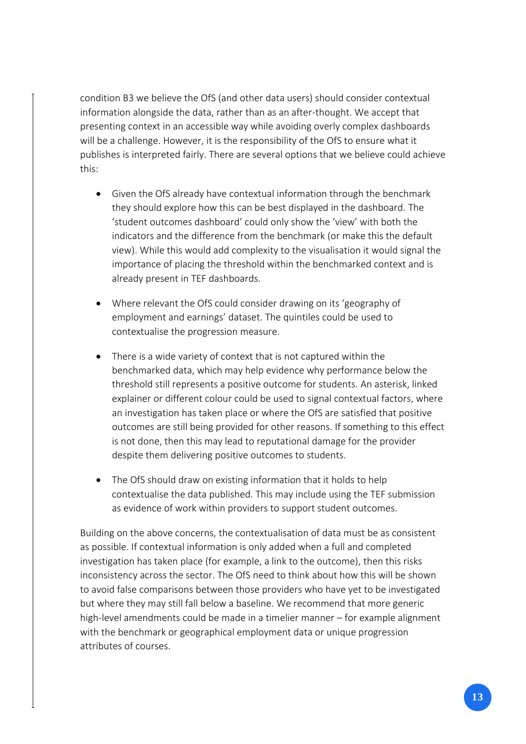condition B3 we believe the OfS (and other data users) should consider contextual information alongside the data, rather than as an after-thought. We accept that presenting context in an accessible way while avoiding overly complex dashboards will be a challenge. However, it is the responsibility of the OfS to ensure what it publishes is interpreted fairly. There are several options that we believe could achieve this:

- Given the OfS already have contextual information through the benchmark they should explore how this can be best displayed in the dashboard. The 'student outcomes dashboard' could only show the 'view' with both the indicators and the difference from the benchmark (or make this the default view). While this would add complexity to the visualisation it would signal the importance of placing the threshold within the benchmarked context and is already present in TEF dashboards.

- Where relevant the OfS could consider drawing on its 'geography of employment and earnings' dataset. The quintiles could be used to contextualise the progression measure.

- There is a wide variety of context that is not captured within the benchmarked data, which may help evidence why performance below the threshold still represents a positive outcome for students. An asterisk, linked explainer or different colour could be used to signal contextual factors, where an investigation has taken place or where the OfS are satisfied that positive outcomes are still being provided for other reasons. If something to this effect is not done, then this may lead to reputational damage for the provider despite them delivering positive outcomes to students.

- The OfS should draw on existing information that it holds to help contextualise the data published. This may include using the TEF submission as evidence of work within providers to support student outcomes.

Building on the above concerns, the contextualisation of data must be as consistent as possible. If contextual information is only added when a full and completed investigation has taken place (for example, a link to the outcome), then this risks inconsistency across the sector. The OfS need to think about how this will be shown to avoid false comparisons between those providers who have yet to be investigated but where they may still fall below a baseline. We recommend that more generic high-level amendments could be made in a timelier manner – for example alignment with the benchmark or geographical employment data or unique progression attributes of courses.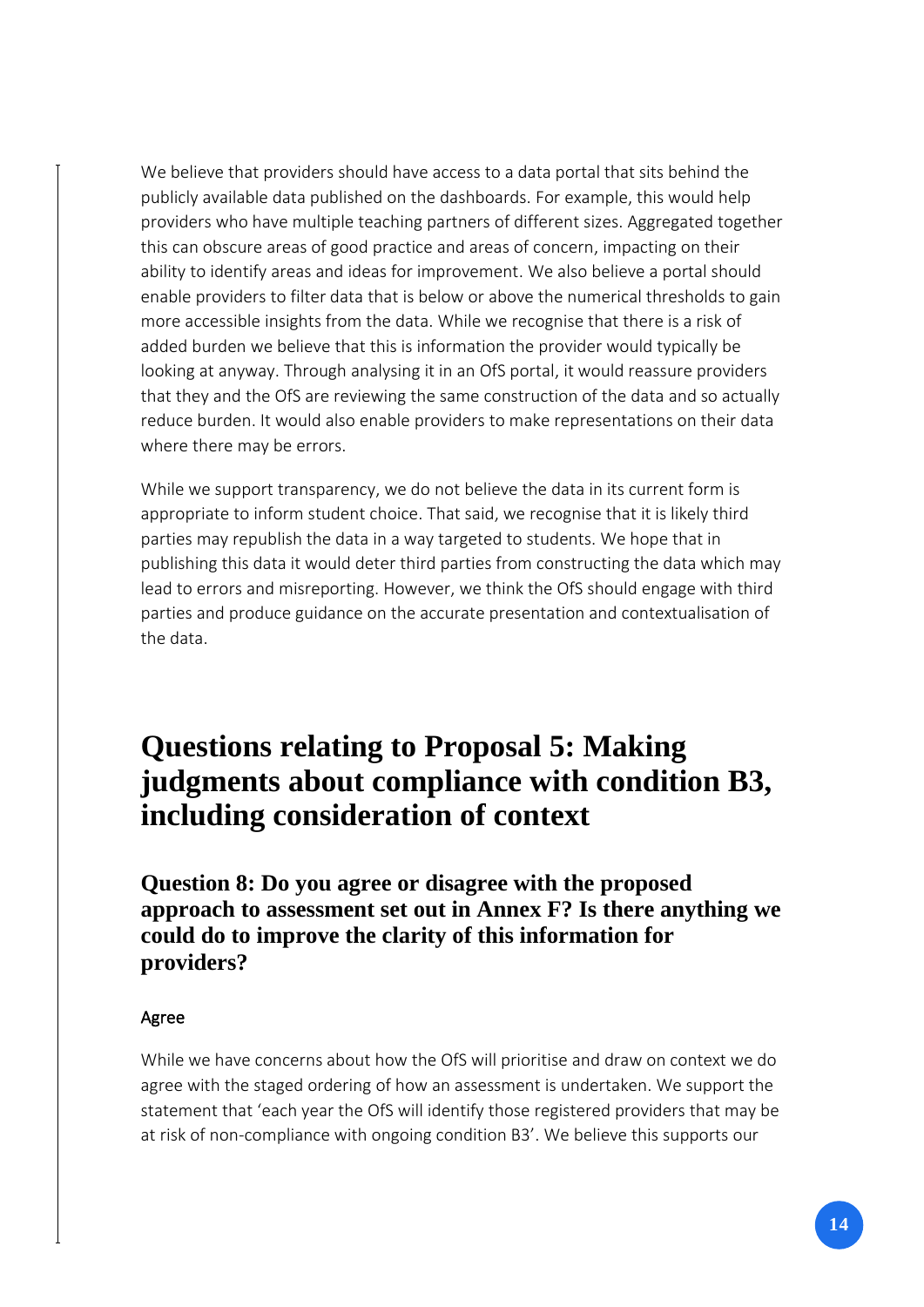We believe that providers should have access to a data portal that sits behind the publicly available data published on the dashboards. For example, this would help providers who have multiple teaching partners of different sizes. Aggregated together this can obscure areas of good practice and areas of concern, impacting on their ability to identify areas and ideas for improvement. We also believe a portal should enable providers to filter data that is below or above the numerical thresholds to gain more accessible insights from the data. While we recognise that there is a risk of added burden we believe that this is information the provider would typically be looking at anyway. Through analysing it in an OfS portal, it would reassure providers that they and the OfS are reviewing the same construction of the data and so actually reduce burden. It would also enable providers to make representations on their data where there may be errors.

While we support transparency, we do not believe the data in its current form is appropriate to inform student choice. That said, we recognise that it is likely third parties may republish the data in a way targeted to students. We hope that in publishing this data it would deter third parties from constructing the data which may lead to errors and misreporting. However, we think the OfS should engage with third parties and produce guidance on the accurate presentation and contextualisation of the data.

# Questions relating to Proposal 5: Making judgments about compliance with condition B3, including consideration of context

## Question 8: Do you agree or disagree with the proposed approach to assessment set out in Annex F? Is there anything we could do to improve the clarity of this information for providers?

Agree

While we have concerns about how the OfS will prioritise and draw on context we do agree with the staged ordering of how an assessment is undertaken. We support the statement that 'each year the OfS will identify those registered providers that may be at risk of non-compliance with ongoing condition B3'. We believe this supports our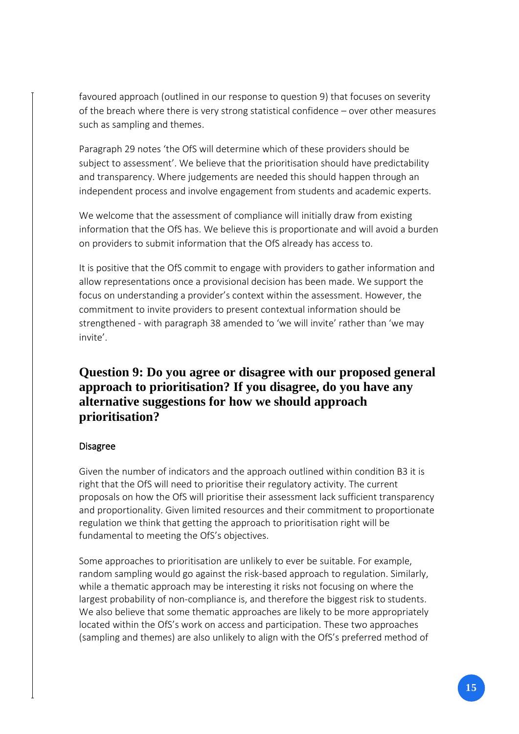favoured approach (outlined in our response to question 9) that focuses on severity of the breach where there is very strong statistical confidence – over other measures such as sampling and themes.

Paragraph 29 notes 'the OfS will determine which of these providers should be subject to assessment'. We believe that the prioritisation should have predictability and transparency. Where judgements are needed this should happen through an independent process and involve engagement from students and academic experts.

We welcome that the assessment of compliance will initially draw from existing information that the OfS has. We believe this is proportionate and will avoid a burden on providers to submit information that the OfS already has access to.

It is positive that the OfS commit to engage with providers to gather information and allow representations once a provisional decision has been made. We support the focus on understanding a provider's context within the assessment. However, the commitment to invite providers to present contextual information should be strengthened - with paragraph 38 amended to 'we will invite' rather than 'we may invite'.

## Question 9: Do you agree or disagree with our proposed general approach to prioritisation? If you disagree, do you have any alternative suggestions for how we should approach prioritisation?

Disagree

Given the number of indicators and the approach outlined within condition B3 it is right that the OfS will need to prioritise their regulatory activity. The current proposals on how the OfS will prioritise their assessment lack sufficient transparency and proportionality. Given limited resources and their commitment to proportionate regulation we think that getting the approach to prioritisation right will be fundamental to meeting the OfS's objectives.

Some approaches to prioritisation are unlikely to ever be suitable. For example, random sampling would go against the risk-based approach to regulation. Similarly, while a thematic approach may be interesting it risks not focusing on where the largest probability of non-compliance is, and therefore the biggest risk to students. We also believe that some thematic approaches are likely to be more appropriately located within the OfS's work on access and participation. These two approaches (sampling and themes) are also unlikely to align with the OfS's preferred method of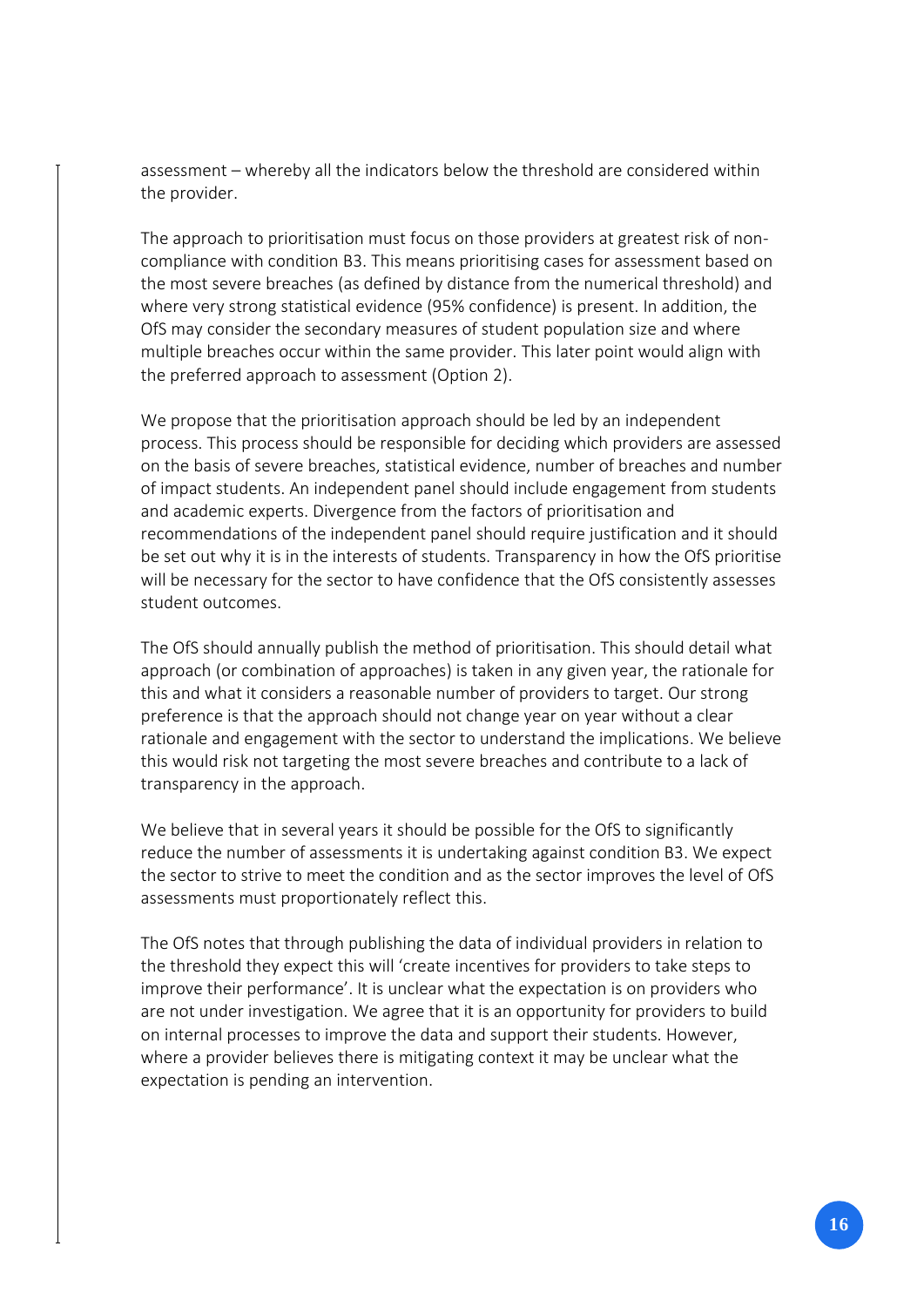assessment – whereby all the indicators below the threshold are considered within the provider.

The approach to prioritisation must focus on those providers at greatest risk of non-compliance with condition B3. This means prioritising cases for assessment based on the most severe breaches (as defined by distance from the numerical threshold) and where very strong statistical evidence (95% confidence) is present. In addition, the OfS may consider the secondary measures of student population size and where multiple breaches occur within the same provider. This later point would align with the preferred approach to assessment (Option 2).

We propose that the prioritisation approach should be led by an independent process. This process should be responsible for deciding which providers are assessed on the basis of severe breaches, statistical evidence, number of breaches and number of impact students. An independent panel should include engagement from students and academic experts. Divergence from the factors of prioritisation and recommendations of the independent panel should require justification and it should be set out why it is in the interests of students. Transparency in how the OfS prioritise will be necessary for the sector to have confidence that the OfS consistently assesses student outcomes.

The OfS should annually publish the method of prioritisation. This should detail what approach (or combination of approaches) is taken in any given year, the rationale for this and what it considers a reasonable number of providers to target. Our strong preference is that the approach should not change year on year without a clear rationale and engagement with the sector to understand the implications. We believe this would risk not targeting the most severe breaches and contribute to a lack of transparency in the approach.

We believe that in several years it should be possible for the OfS to significantly reduce the number of assessments it is undertaking against condition B3. We expect the sector to strive to meet the condition and as the sector improves the level of OfS assessments must proportionately reflect this.

The OfS notes that through publishing the data of individual providers in relation to the threshold they expect this will 'create incentives for providers to take steps to improve their performance'. It is unclear what the expectation is on providers who are not under investigation. We agree that it is an opportunity for providers to build on internal processes to improve the data and support their students. However, where a provider believes there is mitigating context it may be unclear what the expectation is pending an intervention.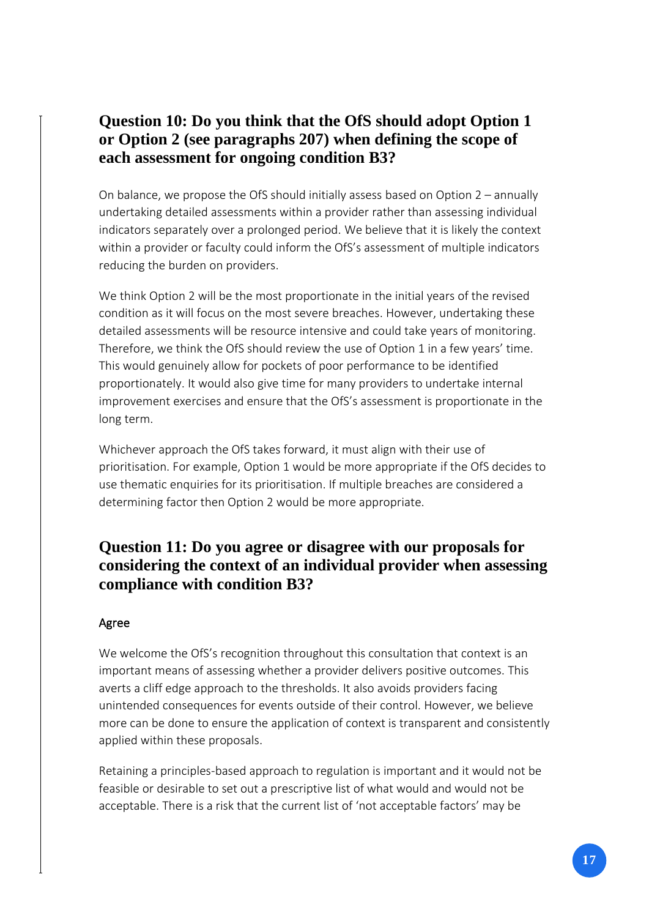## Question 10: Do you think that the OfS should adopt Option 1 or Option 2 (see paragraphs 207) when defining the scope of each assessment for ongoing condition B3?

On balance, we propose the OfS should initially assess based on Option 2 – annually undertaking detailed assessments within a provider rather than assessing individual indicators separately over a prolonged period. We believe that it is likely the context within a provider or faculty could inform the OfS's assessment of multiple indicators reducing the burden on providers.

We think Option 2 will be the most proportionate in the initial years of the revised condition as it will focus on the most severe breaches. However, undertaking these detailed assessments will be resource intensive and could take years of monitoring. Therefore, we think the OfS should review the use of Option 1 in a few years' time. This would genuinely allow for pockets of poor performance to be identified proportionately. It would also give time for many providers to undertake internal improvement exercises and ensure that the OfS's assessment is proportionate in the long term.

Whichever approach the OfS takes forward, it must align with their use of prioritisation. For example, Option 1 would be more appropriate if the OfS decides to use thematic enquiries for its prioritisation. If multiple breaches are considered a determining factor then Option 2 would be more appropriate.

## Question 11: Do you agree or disagree with our proposals for considering the context of an individual provider when assessing compliance with condition B3?

Agree

We welcome the OfS's recognition throughout this consultation that context is an important means of assessing whether a provider delivers positive outcomes. This averts a cliff edge approach to the thresholds. It also avoids providers facing unintended consequences for events outside of their control. However, we believe more can be done to ensure the application of context is transparent and consistently applied within these proposals.

Retaining a principles-based approach to regulation is important and it would not be feasible or desirable to set out a prescriptive list of what would and would not be acceptable. There is a risk that the current list of 'not acceptable factors' may be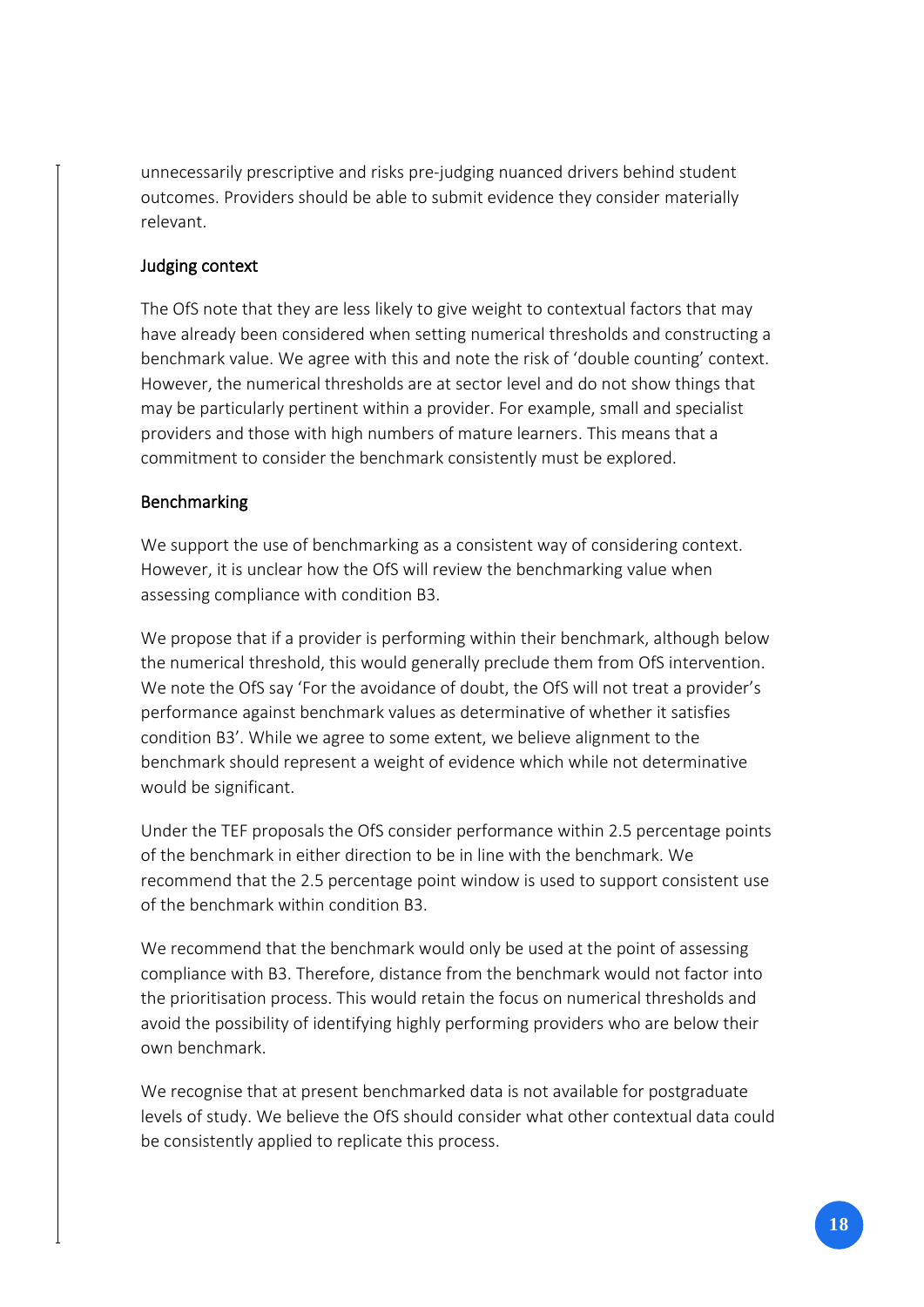unnecessarily prescriptive and risks pre-judging nuanced drivers behind student outcomes. Providers should be able to submit evidence they consider materially relevant.

### Judging context

The OfS note that they are less likely to give weight to contextual factors that may have already been considered when setting numerical thresholds and constructing a benchmark value. We agree with this and note the risk of 'double counting' context. However, the numerical thresholds are at sector level and do not show things that may be particularly pertinent within a provider. For example, small and specialist providers and those with high numbers of mature learners. This means that a commitment to consider the benchmark consistently must be explored.

### Benchmarking

We support the use of benchmarking as a consistent way of considering context. However, it is unclear how the OfS will review the benchmarking value when assessing compliance with condition B3.

We propose that if a provider is performing within their benchmark, although below the numerical threshold, this would generally preclude them from OfS intervention. We note the OfS say 'For the avoidance of doubt, the OfS will not treat a provider's performance against benchmark values as determinative of whether it satisfies condition B3'. While we agree to some extent, we believe alignment to the benchmark should represent a weight of evidence which while not determinative would be significant.

Under the TEF proposals the OfS consider performance within 2.5 percentage points of the benchmark in either direction to be in line with the benchmark. We recommend that the 2.5 percentage point window is used to support consistent use of the benchmark within condition B3.

We recommend that the benchmark would only be used at the point of assessing compliance with B3. Therefore, distance from the benchmark would not factor into the prioritisation process. This would retain the focus on numerical thresholds and avoid the possibility of identifying highly performing providers who are below their own benchmark.

We recognise that at present benchmarked data is not available for postgraduate levels of study. We believe the OfS should consider what other contextual data could be consistently applied to replicate this process.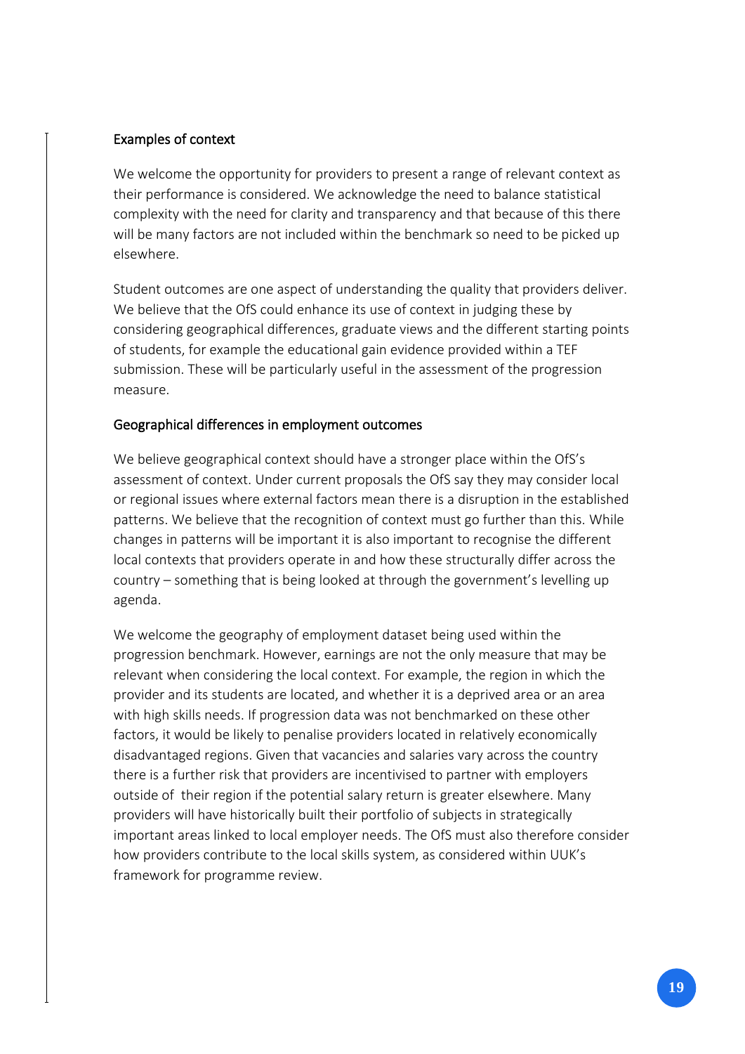### Examples of context

We welcome the opportunity for providers to present a range of relevant context as their performance is considered. We acknowledge the need to balance statistical complexity with the need for clarity and transparency and that because of this there will be many factors are not included within the benchmark so need to be picked up elsewhere.

Student outcomes are one aspect of understanding the quality that providers deliver. We believe that the OfS could enhance its use of context in judging these by considering geographical differences, graduate views and the different starting points of students, for example the educational gain evidence provided within a TEF submission. These will be particularly useful in the assessment of the progression measure.

### Geographical differences in employment outcomes

We believe geographical context should have a stronger place within the OfS's assessment of context. Under current proposals the OfS say they may consider local or regional issues where external factors mean there is a disruption in the established patterns. We believe that the recognition of context must go further than this. While changes in patterns will be important it is also important to recognise the different local contexts that providers operate in and how these structurally differ across the country – something that is being looked at through the government's levelling up agenda.

We welcome the geography of employment dataset being used within the progression benchmark. However, earnings are not the only measure that may be relevant when considering the local context. For example, the region in which the provider and its students are located, and whether it is a deprived area or an area with high skills needs. If progression data was not benchmarked on these other factors, it would be likely to penalise providers located in relatively economically disadvantaged regions. Given that vacancies and salaries vary across the country there is a further risk that providers are incentivised to partner with employers outside of their region if the potential salary return is greater elsewhere. Many providers will have historically built their portfolio of subjects in strategically important areas linked to local employer needs. The OfS must also therefore consider how providers contribute to the local skills system, as considered within UUK's framework for programme review.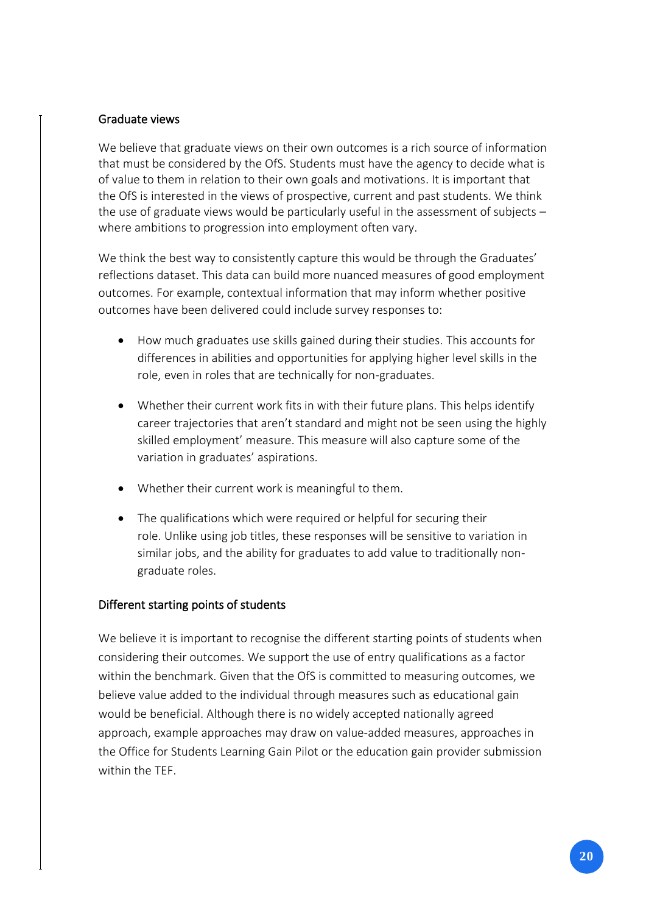### Graduate views

We believe that graduate views on their own outcomes is a rich source of information that must be considered by the OfS. Students must have the agency to decide what is of value to them in relation to their own goals and motivations. It is important that the OfS is interested in the views of prospective, current and past students. We think the use of graduate views would be particularly useful in the assessment of subjects – where ambitions to progression into employment often vary.

We think the best way to consistently capture this would be through the Graduates' reflections dataset. This data can build more nuanced measures of good employment outcomes. For example, contextual information that may inform whether positive outcomes have been delivered could include survey responses to:

- How much graduates use skills gained during their studies. This accounts for differences in abilities and opportunities for applying higher level skills in the role, even in roles that are technically for non-graduates.
- Whether their current work fits in with their future plans. This helps identify career trajectories that aren't standard and might not be seen using the highly skilled employment' measure. This measure will also capture some of the variation in graduates' aspirations.
- Whether their current work is meaningful to them.
- The qualifications which were required or helpful for securing their role. Unlike using job titles, these responses will be sensitive to variation in similar jobs, and the ability for graduates to add value to traditionally non-graduate roles.

### Different starting points of students

We believe it is important to recognise the different starting points of students when considering their outcomes. We support the use of entry qualifications as a factor within the benchmark. Given that the OfS is committed to measuring outcomes, we believe value added to the individual through measures such as educational gain would be beneficial. Although there is no widely accepted nationally agreed approach, example approaches may draw on value-added measures, approaches in the Office for Students Learning Gain Pilot or the education gain provider submission within the TEF.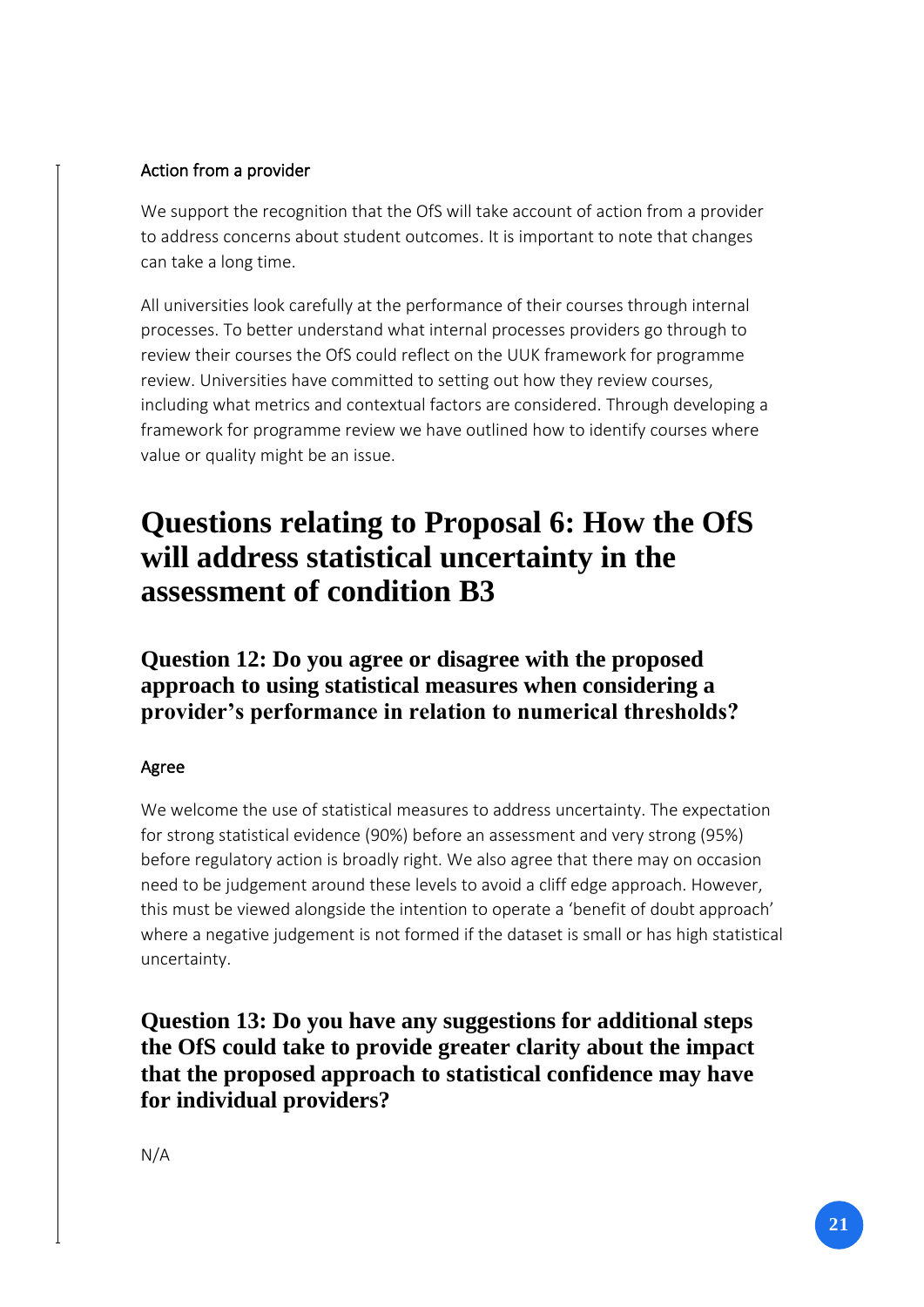### Action from a provider

We support the recognition that the OfS will take account of action from a provider to address concerns about student outcomes. It is important to note that changes can take a long time.

All universities look carefully at the performance of their courses through internal processes. To better understand what internal processes providers go through to review their courses the OfS could reflect on the UUK framework for programme review. Universities have committed to setting out how they review courses, including what metrics and contextual factors are considered. Through developing a framework for programme review we have outlined how to identify courses where value or quality might be an issue.

# Questions relating to Proposal 6: How the OfS will address statistical uncertainty in the assessment of condition B3

## Question 12: Do you agree or disagree with the proposed approach to using statistical measures when considering a provider's performance in relation to numerical thresholds?

### Agree

We welcome the use of statistical measures to address uncertainty. The expectation for strong statistical evidence (90%) before an assessment and very strong (95%) before regulatory action is broadly right. We also agree that there may on occasion need to be judgement around these levels to avoid a cliff edge approach. However, this must be viewed alongside the intention to operate a 'benefit of doubt approach' where a negative judgement is not formed if the dataset is small or has high statistical uncertainty.

## Question 13: Do you have any suggestions for additional steps the OfS could take to provide greater clarity about the impact that the proposed approach to statistical confidence may have for individual providers?

N/A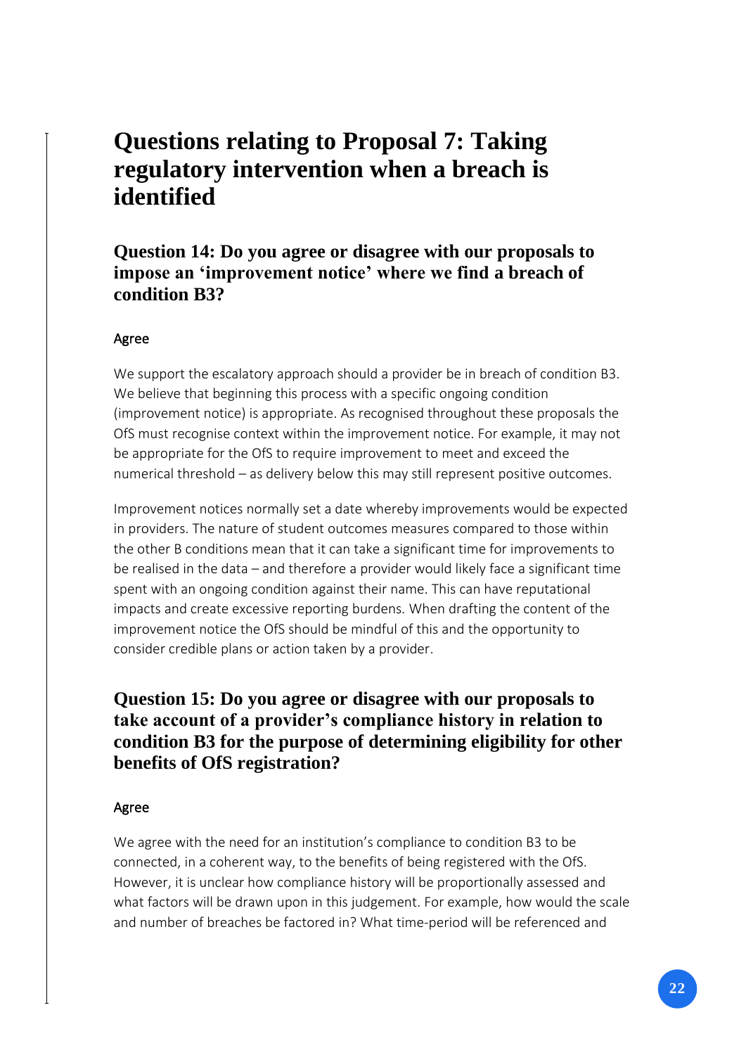# Questions relating to Proposal 7: Taking regulatory intervention when a breach is identified

## Question 14: Do you agree or disagree with our proposals to impose an 'improvement notice' where we find a breach of condition B3?

Agree

We support the escalatory approach should a provider be in breach of condition B3. We believe that beginning this process with a specific ongoing condition (improvement notice) is appropriate. As recognised throughout these proposals the OfS must recognise context within the improvement notice. For example, it may not be appropriate for the OfS to require improvement to meet and exceed the numerical threshold – as delivery below this may still represent positive outcomes.

Improvement notices normally set a date whereby improvements would be expected in providers. The nature of student outcomes measures compared to those within the other B conditions mean that it can take a significant time for improvements to be realised in the data – and therefore a provider would likely face a significant time spent with an ongoing condition against their name. This can have reputational impacts and create excessive reporting burdens. When drafting the content of the improvement notice the OfS should be mindful of this and the opportunity to consider credible plans or action taken by a provider.

## Question 15: Do you agree or disagree with our proposals to take account of a provider's compliance history in relation to condition B3 for the purpose of determining eligibility for other benefits of OfS registration?

Agree

We agree with the need for an institution's compliance to condition B3 to be connected, in a coherent way, to the benefits of being registered with the OfS. However, it is unclear how compliance history will be proportionally assessed and what factors will be drawn upon in this judgement. For example, how would the scale and number of breaches be factored in? What time-period will be referenced and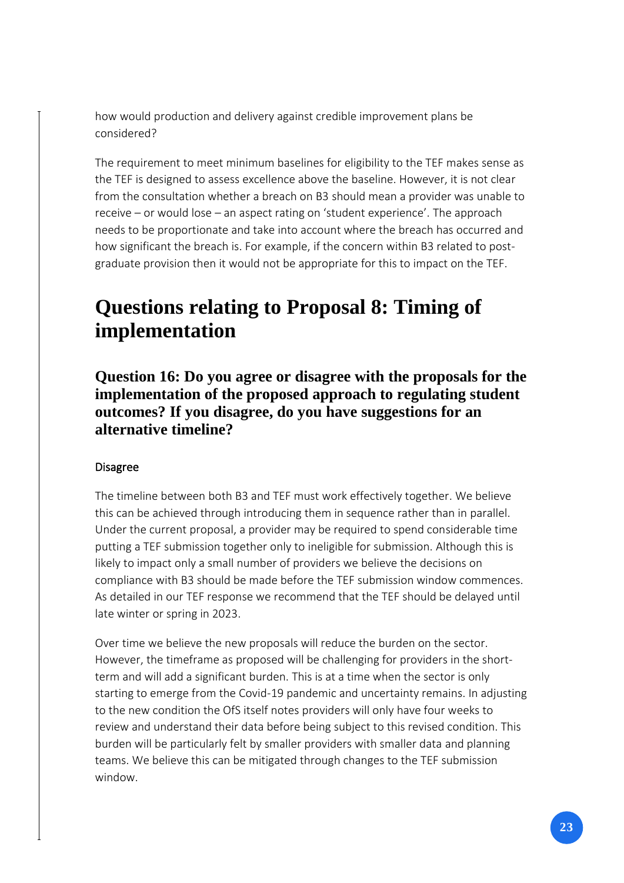how would production and delivery against credible improvement plans be considered?

The requirement to meet minimum baselines for eligibility to the TEF makes sense as the TEF is designed to assess excellence above the baseline. However, it is not clear from the consultation whether a breach on B3 should mean a provider was unable to receive – or would lose – an aspect rating on 'student experience'. The approach needs to be proportionate and take into account where the breach has occurred and how significant the breach is. For example, if the concern within B3 related to post-graduate provision then it would not be appropriate for this to impact on the TEF.

# Questions relating to Proposal 8: Timing of implementation

## Question 16: Do you agree or disagree with the proposals for the implementation of the proposed approach to regulating student outcomes? If you disagree, do you have suggestions for an alternative timeline?

Disagree

The timeline between both B3 and TEF must work effectively together. We believe this can be achieved through introducing them in sequence rather than in parallel. Under the current proposal, a provider may be required to spend considerable time putting a TEF submission together only to ineligible for submission. Although this is likely to impact only a small number of providers we believe the decisions on compliance with B3 should be made before the TEF submission window commences. As detailed in our TEF response we recommend that the TEF should be delayed until late winter or spring in 2023.

Over time we believe the new proposals will reduce the burden on the sector. However, the timeframe as proposed will be challenging for providers in the short-term and will add a significant burden. This is at a time when the sector is only starting to emerge from the Covid-19 pandemic and uncertainty remains. In adjusting to the new condition the OfS itself notes providers will only have four weeks to review and understand their data before being subject to this revised condition. This burden will be particularly felt by smaller providers with smaller data and planning teams. We believe this can be mitigated through changes to the TEF submission window.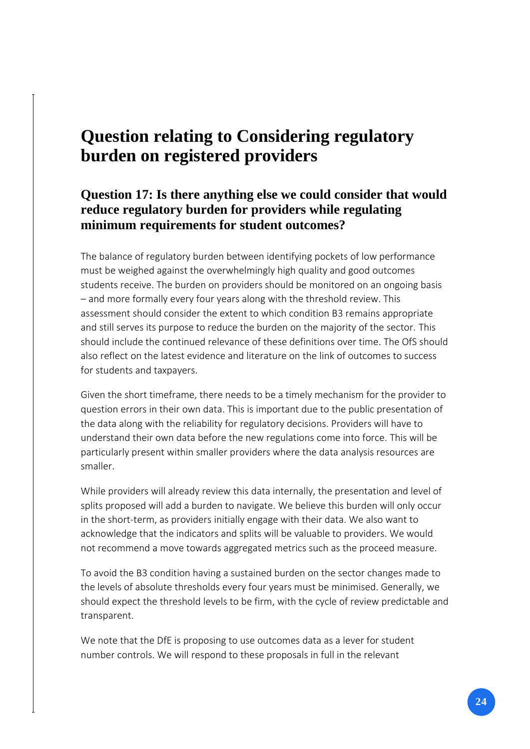# Question relating to Considering regulatory burden on registered providers

## Question 17: Is there anything else we could consider that would reduce regulatory burden for providers while regulating minimum requirements for student outcomes?

The balance of regulatory burden between identifying pockets of low performance must be weighed against the overwhelmingly high quality and good outcomes students receive. The burden on providers should be monitored on an ongoing basis – and more formally every four years along with the threshold review. This assessment should consider the extent to which condition B3 remains appropriate and still serves its purpose to reduce the burden on the majority of the sector. This should include the continued relevance of these definitions over time. The OfS should also reflect on the latest evidence and literature on the link of outcomes to success for students and taxpayers.

Given the short timeframe, there needs to be a timely mechanism for the provider to question errors in their own data. This is important due to the public presentation of the data along with the reliability for regulatory decisions. Providers will have to understand their own data before the new regulations come into force. This will be particularly present within smaller providers where the data analysis resources are smaller.

While providers will already review this data internally, the presentation and level of splits proposed will add a burden to navigate. We believe this burden will only occur in the short-term, as providers initially engage with their data. We also want to acknowledge that the indicators and splits will be valuable to providers. We would not recommend a move towards aggregated metrics such as the proceed measure.

To avoid the B3 condition having a sustained burden on the sector changes made to the levels of absolute thresholds every four years must be minimised. Generally, we should expect the threshold levels to be firm, with the cycle of review predictable and transparent.

We note that the DfE is proposing to use outcomes data as a lever for student number controls. We will respond to these proposals in full in the relevant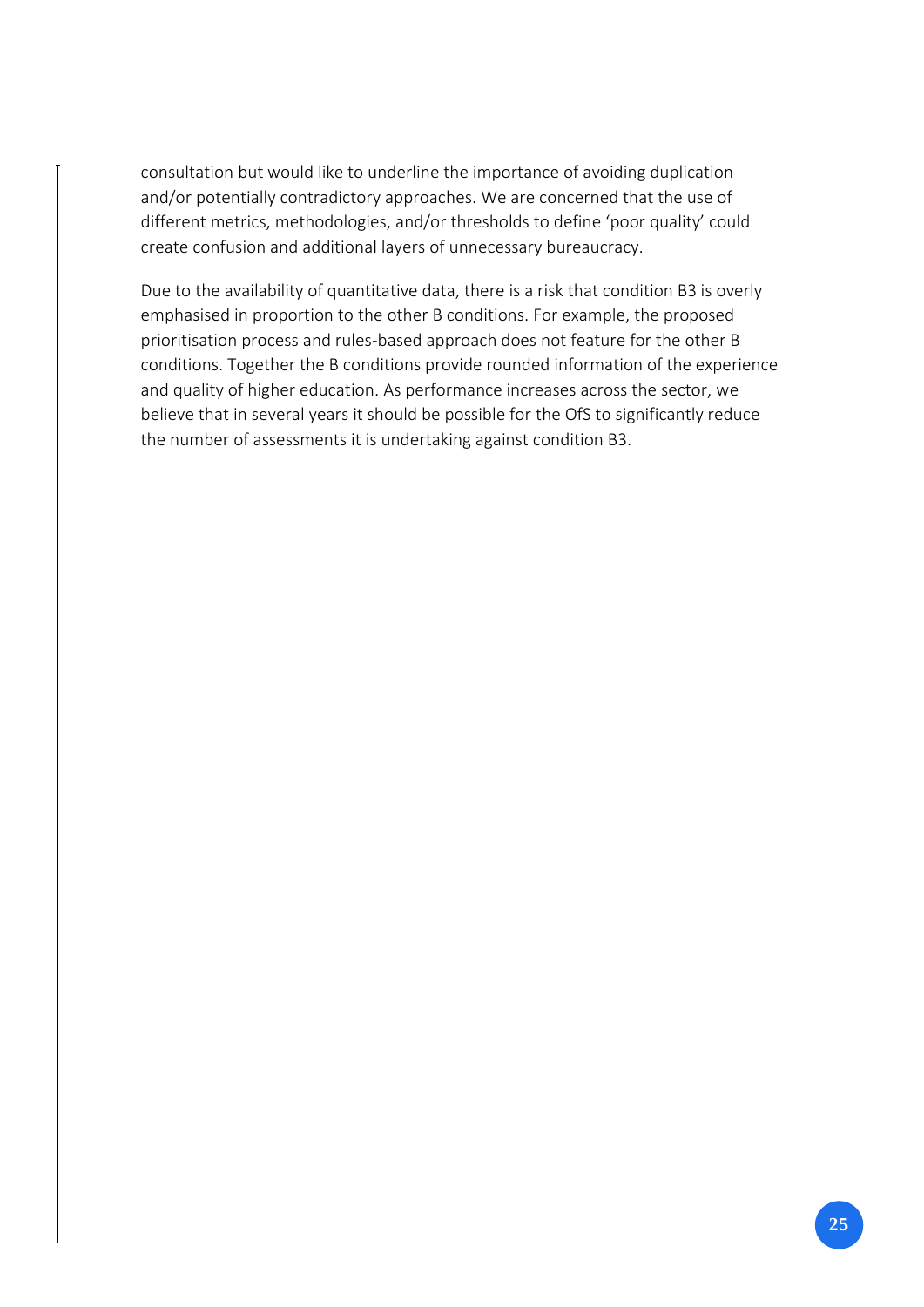consultation but would like to underline the importance of avoiding duplication and/or potentially contradictory approaches. We are concerned that the use of different metrics, methodologies, and/or thresholds to define 'poor quality' could create confusion and additional layers of unnecessary bureaucracy.

Due to the availability of quantitative data, there is a risk that condition B3 is overly emphasised in proportion to the other B conditions. For example, the proposed prioritisation process and rules-based approach does not feature for the other B conditions. Together the B conditions provide rounded information of the experience and quality of higher education. As performance increases across the sector, we believe that in several years it should be possible for the OfS to significantly reduce the number of assessments it is undertaking against condition B3.